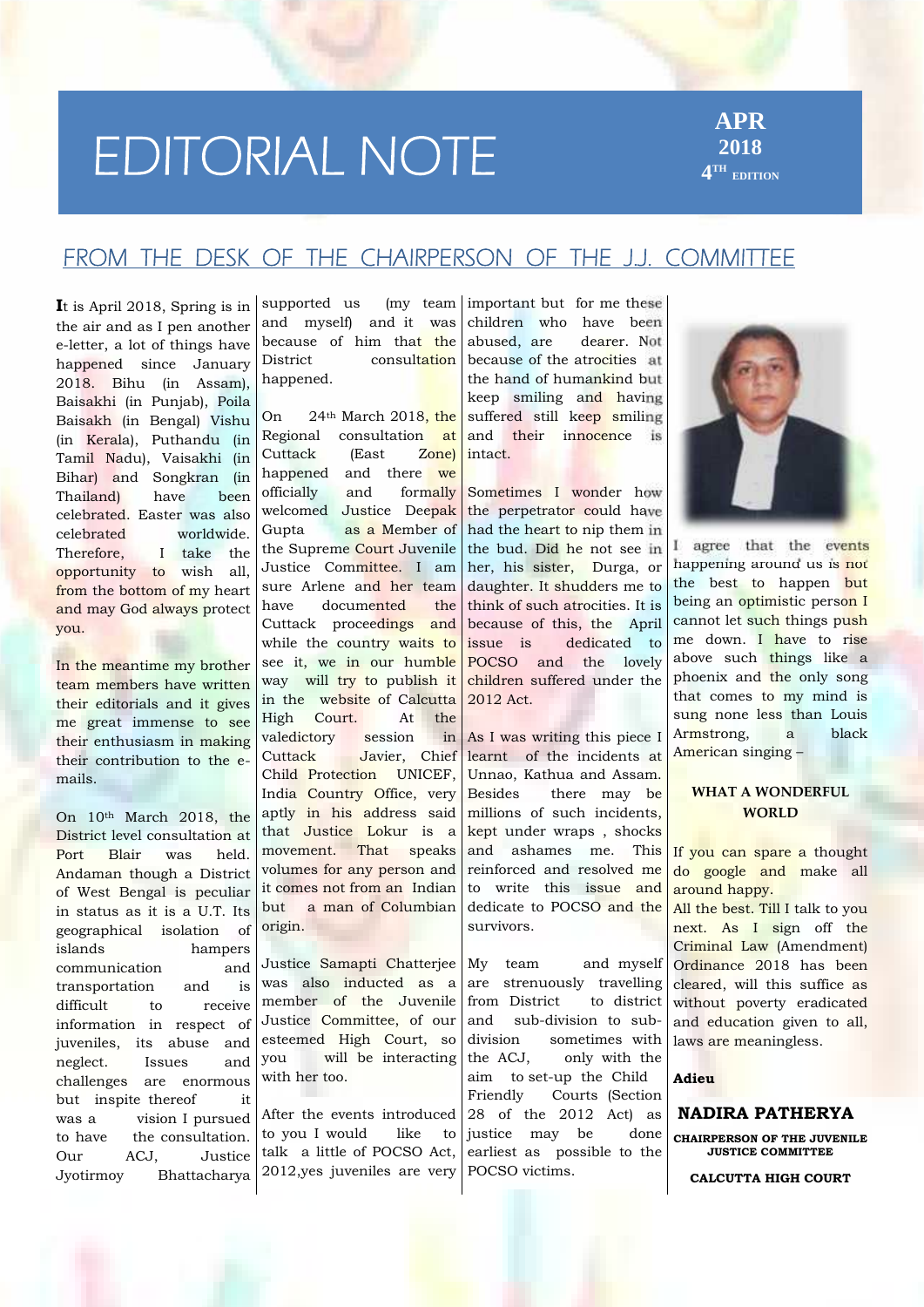# EDITORIAL NOTE

**APR 2018**
**4TH EDITION**

## FROM THE DESK OF THE CHAIRPERSON OF THE J.J. COMMITTEE

It is April 2018, Spring is in the air and as I pen another e-letter, a lot of things have happened since January 2018. Bihu (in Assam), Baisakhi (in Punjab), Poila Baisakh (in Bengal) Vishu (in Kerala), Puthandu (in Tamil Nadu), Vaisakhi (in Bihar) and Songkran (in Thailand) have been celebrated. Easter was also celebrated worldwide. Therefore, I take the opportunity to wish all, from the bottom of my heart and may God always protect you.

In the meantime my brother team members have written their editorials and it gives me great immense to see their enthusiasm in making their contribution to the e-mails.

On 10th March 2018, the District level consultation at Port Blair was held. Andaman though a District of West Bengal is peculiar in status as it is a U.T. Its geographical isolation of islands hampers communication and transportation and difficult to receive information in respect of juveniles, its abuse and neglect. Issues and challenges are enormous but inspite thereof it was a vision I pursued to have the consultation. Our ACJ, Justice Jyotirmoy Bhattacharya supported us (my team and myself) and it was because of him that the District consultation happened.

On 24th March 2018, the Regional consultation at Cuttack (East Zone) happened and there we officially and formally welcomed Justice Deepak Gupta as a Member of the Supreme Court Juvenile Justice Committee. I am sure Arlene and her team have documented the Cuttack proceedings and while the country waits to see it, we in our humble way will try to publish it in the website of Calcutta High Court. At the valedictory session in Cuttack Javier, Chief Child Protection UNICEF, India Country Office, very aptly in his address said that Justice Lokur is a movement. That speaks volumes for any person and it comes not from an Indian but a man of Columbian origin.

Justice Samapti Chatterjee was also inducted as a member of the Juvenile Justice Committee, of our esteemed High Court, so you will be interacting with her too.

After the events introduced to you I would like to talk a little of POCSO Act, 2012,yes juveniles are very important but for me these children who have been abused, are dearer. Not because of the atrocities at the hand of humankind but keep smiling and having suffered still keep smiling and their innocence is intact.

Sometimes I wonder how the perpetrator could have had the heart to nip them in the bud. Did he not see in her, his sister, Durga, or daughter. It shudders me to think of such atrocities. It is because of this, the April issue is dedicated to POCSO and the lovely children suffered under the 2012 Act.

As I was writing this piece I learnt of the incidents at Unnao, Kathua and Assam. Besides there may be millions of such incidents, kept under wraps , shocks and ashames me. This reinforced and resolved me to write this issue and dedicate to POCSO and the survivors.

My team and myself are strenuously travelling from District to district and sub-division to sub-division sometimes with the ACJ, only with the aim to set-up the Child Friendly Courts (Section 28 of the 2012 Act) as justice may be done earliest as possible to the POCSO victims.

I agree that the events happening around us is not the best to happen but being an optimistic person I cannot let such things push me down. I have to rise above such things like a phoenix and the only song that comes to my mind is sung none less than Louis Armstrong, a black American singing –

**WHAT A WONDERFUL WORLD**

If you can spare a thought do google and make all around happy.

All the best. Till I talk to you next. As I sign off the Criminal Law (Amendment) Ordinance 2018 has been cleared, will this suffice as without poverty eradicated and education given to all, laws are meaningless.

**Adieu**

**NADIRA PATHERYA**

**CHAIRPERSON OF THE JUVENILE JUSTICE COMMITTEE**

**CALCUTTA HIGH COURT**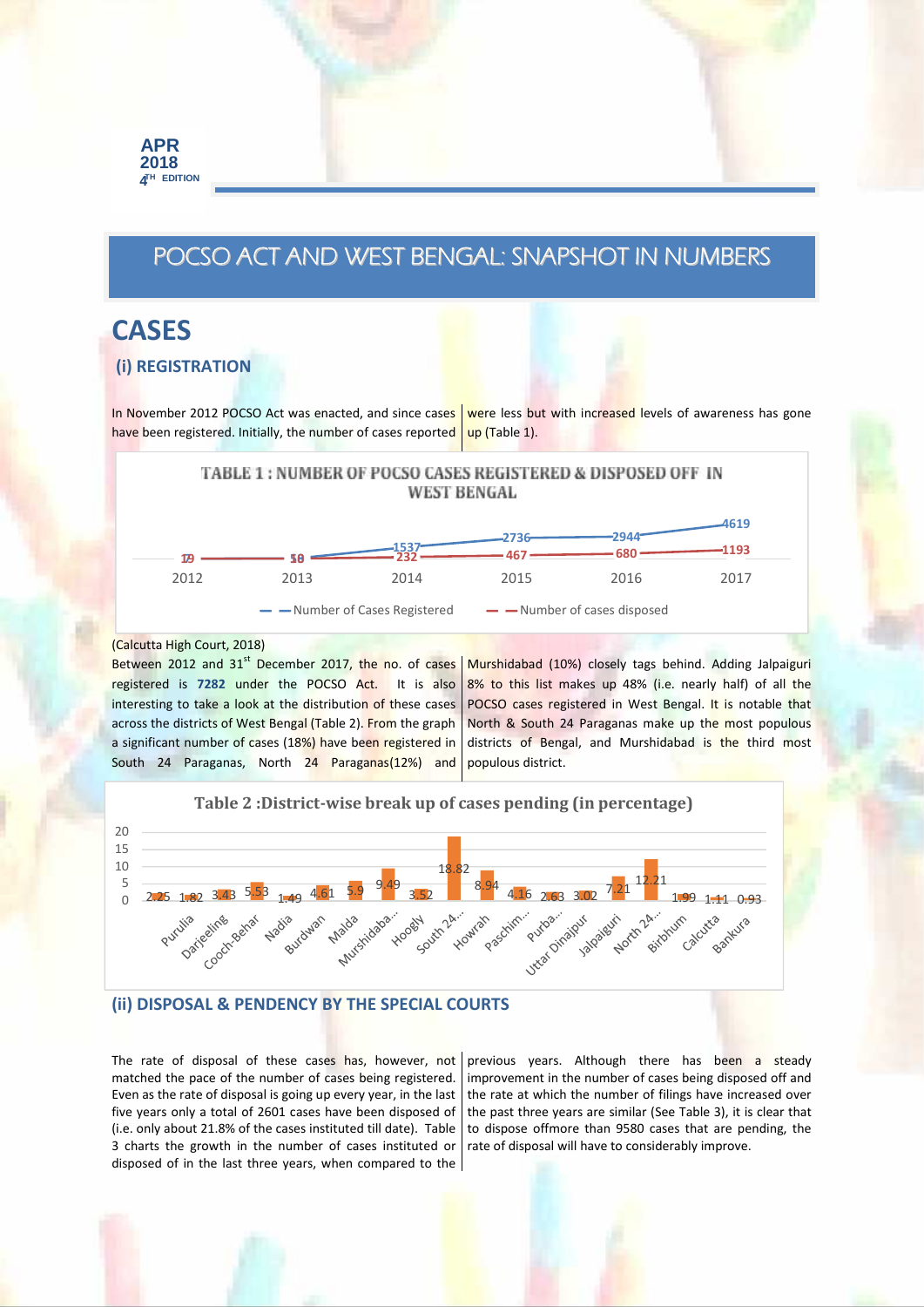# POCSO ACT AND WEST BENGAL: SNAPSHOT IN NUMBERS

## CASES

### (i) REGISTRATION

In November 2012 POCSO Act was enacted, and since cases have been registered. Initially, the number of cases reported were less but with increased levels of awareness has gone up (Table 1).

**TABLE 1 : NUMBER OF POCSO CASES REGISTERED & DISPOSED OFF IN WEST BENGAL**

| Year | Number of Cases Registered | Number of cases disposed |
|---|---|---|
| 2012 | 19 | 19 |
| 2013 | 58 | 50 |
| 2014 | 1537 | 232 |
| 2015 | 2736 | 467 |
| 2016 | 2944 | 680 |
| 2017 | 4619 | 1193 |

(Calcutta High Court, 2018)

Between 2012 and 31st December 2017, the no. of cases registered is **7282** under the POCSO Act. It is also interesting to take a look at the distribution of these cases across the districts of West Bengal (Table 2). From the graph a significant number of cases (18%) have been registered in South 24 Paraganas, North 24 Paraganas(12%) and Murshidabad (10%) closely tags behind. Adding Jalpaiguri 8% to this list makes up 48% (i.e. nearly half) of all the POCSO cases registered in West Bengal. It is notable that North & South 24 Paraganas make up the most populous districts of Bengal, and Murshidabad is the third most populous district.

**Table 2 :District-wise break up of cases pending (in percentage)**

| District | Percentage |
|---|---|
| Purulia | 2.25 |
| Darjeeling | 1.82 |
| Cooch-Behar | 3.43 |
| Nadia | 5.53 |
| Burdwan | 1.49 |
| Malda | 4.61 |
| Murshidaba... | 5.9 |
| Hoogly | 9.49 |
| South 24... | 3.52 |
| Howrah | 18.82 |
| Paschim... | 8.94 |
| Purba... | 4.16 |
| Uttar Dinajpur | 2.63 |
| Jalpaiguri | 3.02 |
| North 24... | 7.21 |
| Birbhum | 12.21 |
| Calcutta | 1.99 |
| Bankura | 1.11 |
| | 0.93 |

### (ii) DISPOSAL & PENDENCY BY THE SPECIAL COURTS

The rate of disposal of these cases has, however, not matched the pace of the number of cases being registered. Even as the rate of disposal is going up every year, in the last five years only a total of 2601 cases have been disposed of (i.e. only about 21.8% of the cases instituted till date). Table 3 charts the growth in the number of cases instituted or disposed of in the last three years, when compared to the previous years. Although there has been a steady improvement in the number of cases being disposed off and the rate at which the number of filings have increased over the past three years are similar (See Table 3), it is clear that to dispose offmore than 9580 cases that are pending, the rate of disposal will have to considerably improve.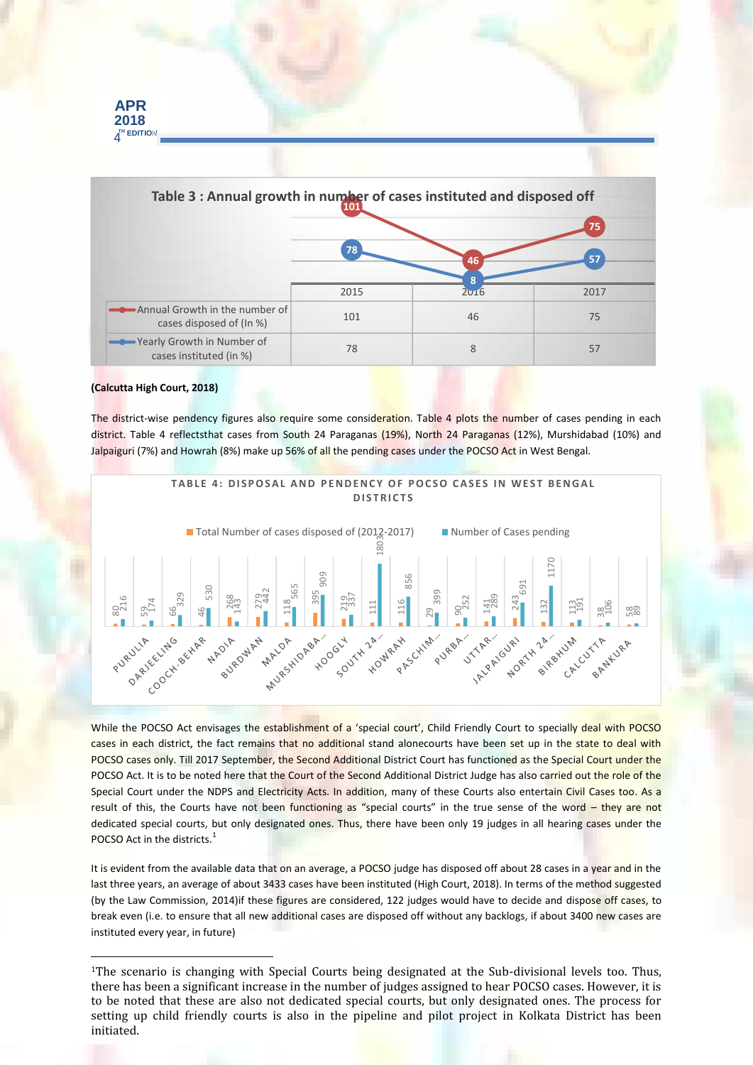### Table 3 : Annual growth in number of cases instituted and disposed off

|  | 2015 | 2016 | 2017 |
|---|---|---|---|
| Annual Growth in the number of cases disposed of (In %) | 101 | 46 | 75 |
| Yearly Growth in Number of cases instituted (in %) | 78 | 8 | 57 |

**(Calcutta High Court, 2018)**

The district-wise pendency figures also require some consideration. Table 4 plots the number of cases pending in each district. Table 4 reflectsthat cases from South 24 Paraganas (19%), North 24 Paraganas (12%), Murshidabad (10%) and Jalpaiguri (7%) and Howrah (8%) make up 56% of all the pending cases under the POCSO Act in West Bengal.

### TABLE 4: DISPOSAL AND PENDENCY OF POCSO CASES IN WEST BENGAL DISTRICTS

| District | Total Number of cases disposed of (2012-2017) | Number of Cases pending |
|---|---|---|
| PURULIA | 80 | 216 |
| DARJEELING | 59 | 174 |
| COOCH-BEHAR | 66 | 329 |
| NADIA | 46 | 530 |
| BURDWAN | 268 | 143 |
| MALDA | 279 | 442 |
| MURSHIDABA... | 118 | 565 |
| HOOGLY | 395 | 909 |
| SOUTH 24... | 219 | 337 |
| HOWRAH | 111 | 1803 |
| PASCHIM... | 116 | 856 |
| PURBA... | 29 | 399 |
| UTTAR... | 90 | 252 |
| JALPAIGURI | 141 | 289 |
| NORTH 24... | 243 | 691 |
| BIRBHUM | 132 | 1170 |
| CALCUTTA | 113 | 191 |
| BANKURA | 38 | 106 |
|  | 58 | 89 |

While the POCSO Act envisages the establishment of a 'special court', Child Friendly Court to specially deal with POCSO cases in each district, the fact remains that no additional stand alonecourts have been set up in the state to deal with POCSO cases only. Till 2017 September, the Second Additional District Court has functioned as the Special Court under the POCSO Act. It is to be noted here that the Court of the Second Additional District Judge has also carried out the role of the Special Court under the NDPS and Electricity Acts. In addition, many of these Courts also entertain Civil Cases too. As a result of this, the Courts have not been functioning as "special courts" in the true sense of the word – they are not dedicated special courts, but only designated ones. Thus, there have been only 19 judges in all hearing cases under the POCSO Act in the districts.[1]

It is evident from the available data that on an average, a POCSO judge has disposed off about 28 cases in a year and in the last three years, an average of about 3433 cases have been instituted (High Court, 2018). In terms of the method suggested (by the Law Commission, 2014)if these figures are considered, 122 judges would have to decide and dispose off cases, to break even (i.e. to ensure that all new additional cases are disposed off without any backlogs, if about 3400 new cases are instituted every year, in future)

---

[1]The scenario is changing with Special Courts being designated at the Sub-divisional levels too. Thus, there has been a significant increase in the number of judges assigned to hear POCSO cases. However, it is to be noted that these are also not dedicated special courts, but only designated ones. The process for setting up child friendly courts is also in the pipeline and pilot project in Kolkata District has been initiated.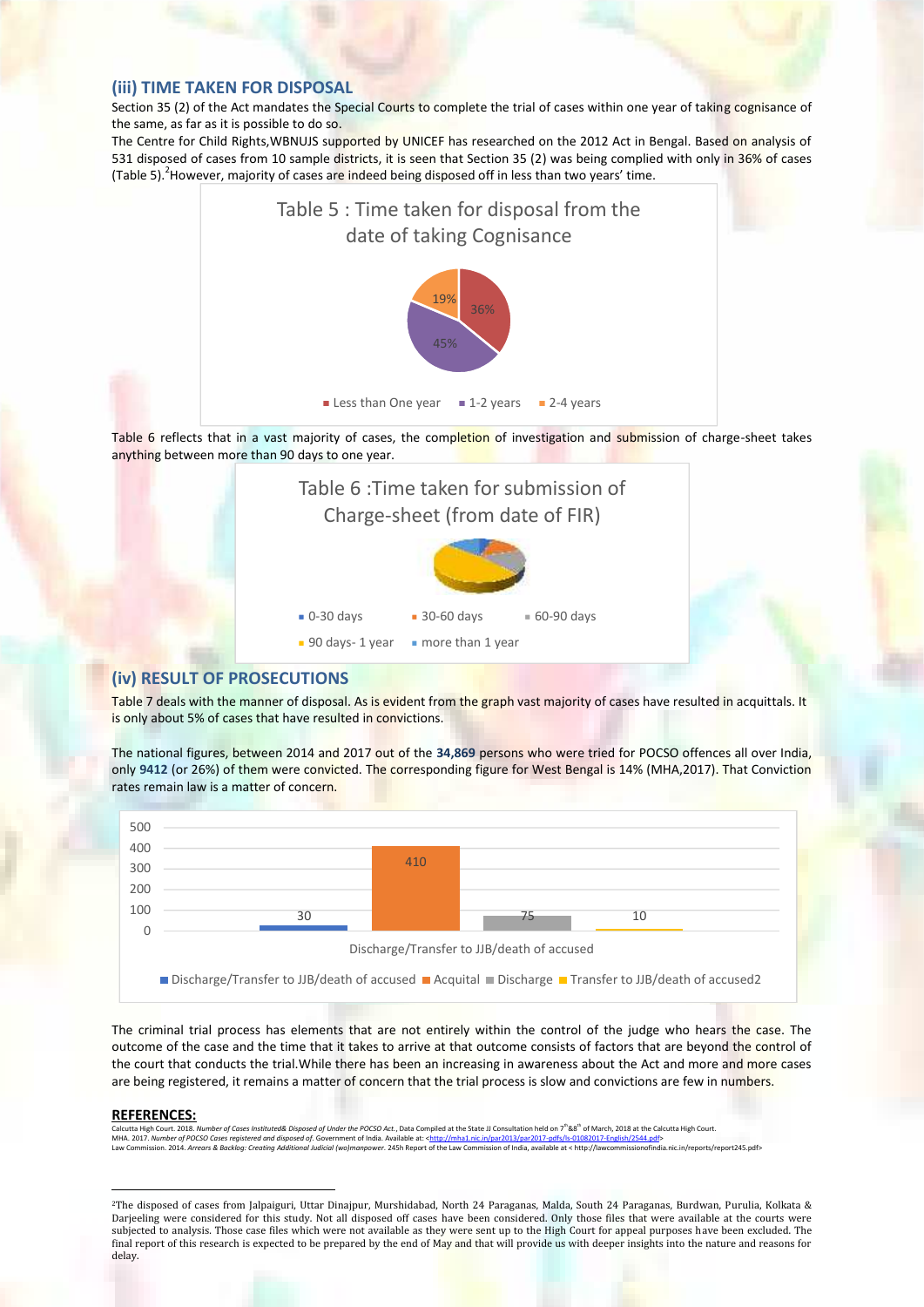### (iii) TIME TAKEN FOR DISPOSAL

Section 35 (2) of the Act mandates the Special Courts to complete the trial of cases within one year of taking cognisance of the same, as far as it is possible to do so.

The Centre for Child Rights,WBNUJS supported by UNICEF has researched on the 2012 Act in Bengal. Based on analysis of 531 disposed of cases from 10 sample districts, it is seen that Section 35 (2) was being complied with only in 36% of cases (Table 5).[2] However, majority of cases are indeed being disposed off in less than two years' time.

Table 5 : Time taken for disposal from the date of taking Cognisance

36%
45%
19%

Less than One year ■ 1-2 years ■ 2-4 years

Table 6 reflects that in a vast majority of cases, the completion of investigation and submission of charge-sheet takes anything between more than 90 days to one year.

Table 6 :Time taken for submission of Charge-sheet (from date of FIR)

0-30 days ■ 30-60 days ■ 60-90 days ■ 90 days- 1 year ■ more than 1 year

### (iv) RESULT OF PROSECUTIONS

Table 7 deals with the manner of disposal. As is evident from the graph vast majority of cases have resulted in acquittals. It is only about 5% of cases that have resulted in convictions.

The national figures, between 2014 and 2017 out of the **34,869** persons who were tried for POCSO offences all over India, only **9412** (or 26%) of them were convicted. The corresponding figure for West Bengal is 14% (MHA,2017). That Conviction rates remain law is a matter of concern.

500
400
300
200
100
0

30
410
75
10

Discharge/Transfer to JJB/death of accused

■ Discharge/Transfer to JJB/death of accused ■ Acquital ■ Discharge ■ Transfer to JJB/death of accused2

The criminal trial process has elements that are not entirely within the control of the judge who hears the case. The outcome of the case and the time that it takes to arrive at that outcome consists of factors that are beyond the control of the court that conducts the trial.While there has been an increasing in awareness about the Act and more and more cases are being registered, it remains a matter of concern that the trial process is slow and convictions are few in numbers.

**REFERENCES:**

Calcutta High Court. 2018. *Number of Cases Instituted& Disposed of Under the POCSO Act.*, Data Compiled at the State JJ Consultation held on 7th&8th of March, 2018 at the Calcutta High Court.

MHA. 2017. *Number of POCSO Cases registered and disposed of.* Government of India. Available at: <http://mha1.nic.in/par2013/par2017-pdfs/ls-01082017-English/2544.pdf>

Law Commission. 2014. *Arrears & Backlog: Creating Additional Judicial (wo)manpower.* 245h Report of the Law Commission of India, available at < http://lawcommissionofindia.nic.in/reports/report245.pdf>

---

[2] The disposed of cases from Jalpaiguri, Uttar Dinajpur, Murshidabad, North 24 Paraganas, Malda, South 24 Paraganas, Burdwan, Purulia, Kolkata & Darjeeling were considered for this study. Not all disposed off cases have been considered. Only those files that were available at the courts were subjected to analysis. Those case files which were not available as they were sent up to the High Court for appeal purposes have been excluded. The final report of this research is expected to be prepared by the end of May and that will provide us with deeper insights into the nature and reasons for delay.